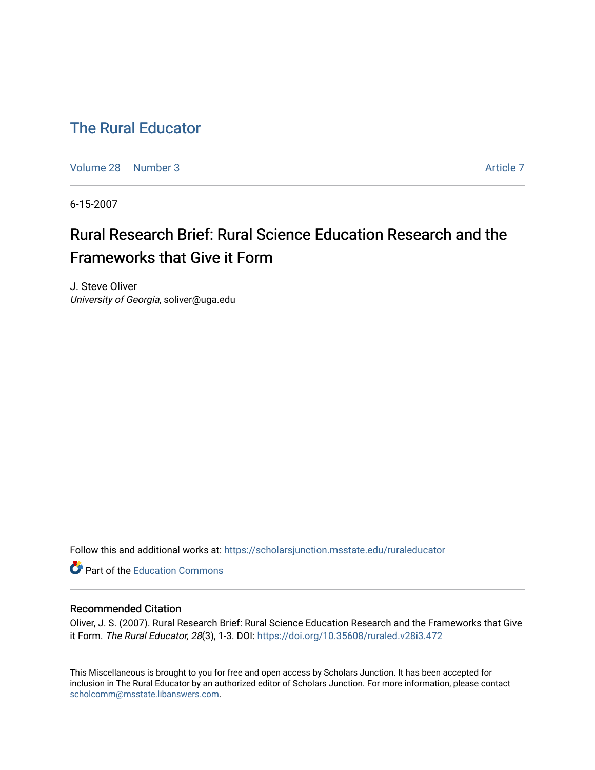# The Rural Educator

Volume 28 | Number 3 | Article 7

6-15-2007

## Rural Research Brief: Rural Science Education Research and the Frameworks that Give it Form

J. Steve Oliver
*University of Georgia*, soliver@uga.edu

Follow this and additional works at: https://scholarsjunction.msstate.edu/ruraleducator

Part of the Education Commons

### Recommended Citation

Oliver, J. S. (2007). Rural Research Brief: Rural Science Education Research and the Frameworks that Give it Form. *The Rural Educator, 28*(3), 1-3. DOI: https://doi.org/10.35608/ruraled.v28i3.472

This Miscellaneous is brought to you for free and open access by Scholars Junction. It has been accepted for inclusion in The Rural Educator by an authorized editor of Scholars Junction. For more information, please contact scholcomm@msstate.libanswers.com.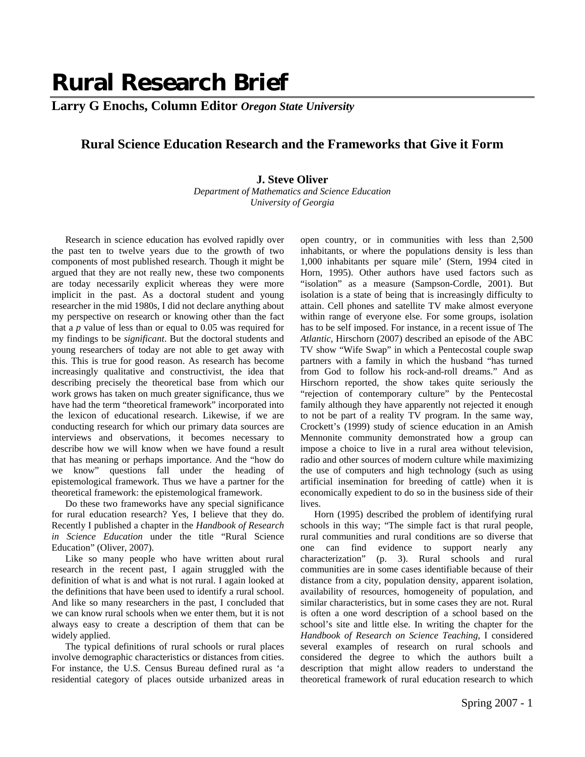# Rural Research Brief

**Larry G Enochs, Column Editor** ***Oregon State University***

## Rural Science Education Research and the Frameworks that Give it Form

**J. Steve Oliver**
*Department of Mathematics and Science Education*
*University of Georgia*

Research in science education has evolved rapidly over the past ten to twelve years due to the growth of two components of most published research. Though it might be argued that they are not really new, these two components are today necessarily explicit whereas they were more implicit in the past. As a doctoral student and young researcher in the mid 1980s, I did not declare anything about my perspective on research or knowing other than the fact that a *p* value of less than or equal to 0.05 was required for my findings to be *significant*. But the doctoral students and young researchers of today are not able to get away with this. This is true for good reason. As research has become increasingly qualitative and constructivist, the idea that describing precisely the theoretical base from which our work grows has taken on much greater significance, thus we have had the term "theoretical framework" incorporated into the lexicon of educational research. Likewise, if we are conducting research for which our primary data sources are interviews and observations, it becomes necessary to describe how we will know when we have found a result that has meaning or perhaps importance. And the "how do we know" questions fall under the heading of epistemological framework. Thus we have a partner for the theoretical framework: the epistemological framework.

Do these two frameworks have any special significance for rural education research? Yes, I believe that they do. Recently I published a chapter in the *Handbook of Research in Science Education* under the title "Rural Science Education" (Oliver, 2007).

Like so many people who have written about rural research in the recent past, I again struggled with the definition of what is and what is not rural. I again looked at the definitions that have been used to identify a rural school. And like so many researchers in the past, I concluded that we can know rural schools when we enter them, but it is not always easy to create a description of them that can be widely applied.

The typical definitions of rural schools or rural places involve demographic characteristics or distances from cities. For instance, the U.S. Census Bureau defined rural as 'a residential category of places outside urbanized areas in open country, or in communities with less than 2,500 inhabitants, or where the populations density is less than 1,000 inhabitants per square mile' (Stern, 1994 cited in Horn, 1995). Other authors have used factors such as "isolation" as a measure (Sampson-Cordle, 2001). But isolation is a state of being that is increasingly difficulty to attain. Cell phones and satellite TV make almost everyone within range of everyone else. For some groups, isolation has to be self imposed. For instance, in a recent issue of The *Atlantic*, Hirschorn (2007) described an episode of the ABC TV show "Wife Swap" in which a Pentecostal couple swap partners with a family in which the husband "has turned from God to follow his rock-and-roll dreams." And as Hirschorn reported, the show takes quite seriously the "rejection of contemporary culture" by the Pentecostal family although they have apparently not rejected it enough to not be part of a reality TV program. In the same way, Crockett's (1999) study of science education in an Amish Mennonite community demonstrated how a group can impose a choice to live in a rural area without television, radio and other sources of modern culture while maximizing the use of computers and high technology (such as using artificial insemination for breeding of cattle) when it is economically expedient to do so in the business side of their lives.

Horn (1995) described the problem of identifying rural schools in this way; "The simple fact is that rural people, rural communities and rural conditions are so diverse that one can find evidence to support nearly any characterization" (p. 3). Rural schools and rural communities are in some cases identifiable because of their distance from a city, population density, apparent isolation, availability of resources, homogeneity of population, and similar characteristics, but in some cases they are not. Rural is often a one word description of a school based on the school's site and little else. In writing the chapter for the *Handbook of Research on Science Teaching*, I considered several examples of research on rural schools and considered the degree to which the authors built a description that might allow readers to understand the theoretical framework of rural education research to which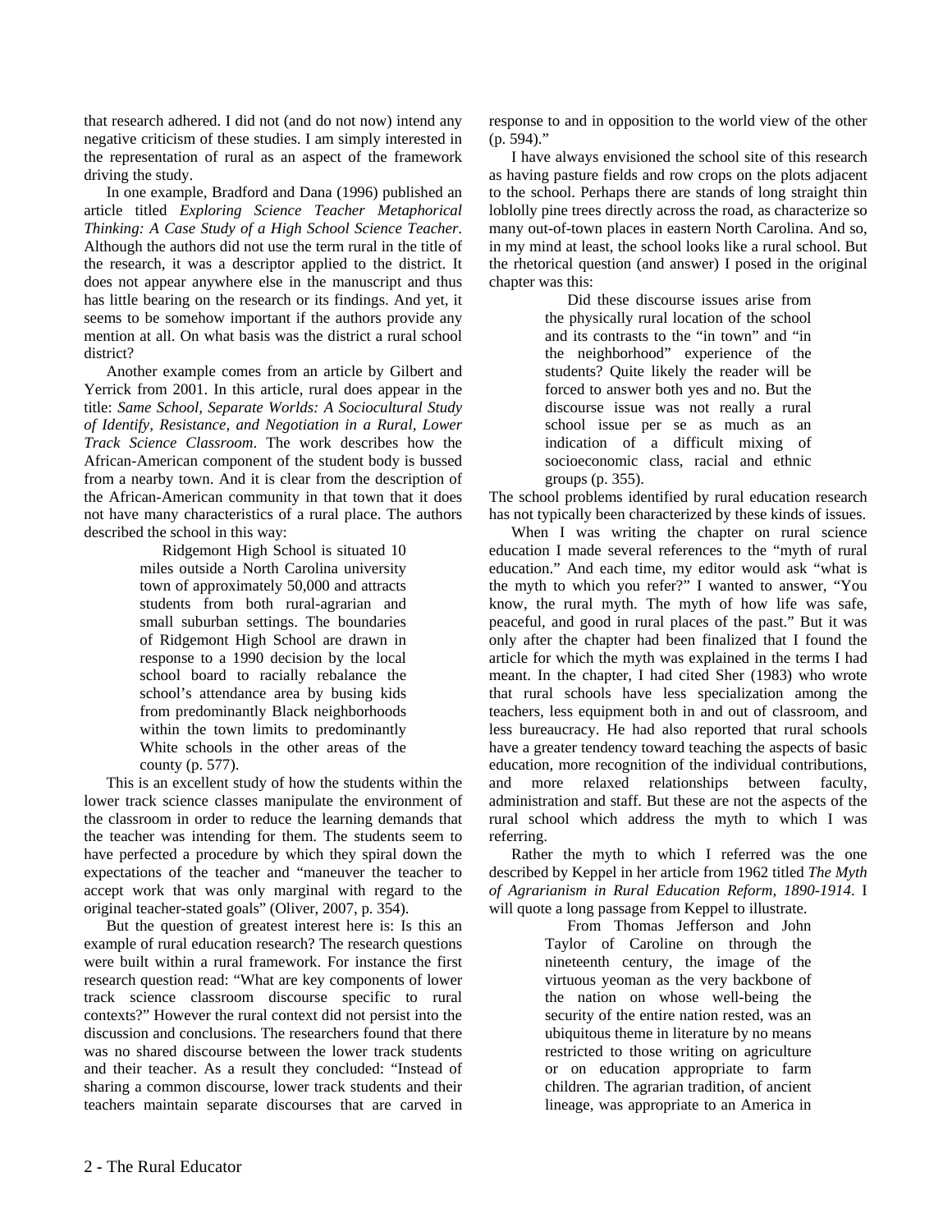that research adhered. I did not (and do not now) intend any negative criticism of these studies. I am simply interested in the representation of rural as an aspect of the framework driving the study.

In one example, Bradford and Dana (1996) published an article titled *Exploring Science Teacher Metaphorical Thinking: A Case Study of a High School Science Teacher*. Although the authors did not use the term rural in the title of the research, it was a descriptor applied to the district. It does not appear anywhere else in the manuscript and thus has little bearing on the research or its findings. And yet, it seems to be somehow important if the authors provide any mention at all. On what basis was the district a rural school district?

Another example comes from an article by Gilbert and Yerrick from 2001. In this article, rural does appear in the title: *Same School, Separate Worlds: A Sociocultural Study of Identify, Resistance, and Negotiation in a Rural, Lower Track Science Classroom*. The work describes how the African-American component of the student body is bussed from a nearby town. And it is clear from the description of the African-American community in that town that it does not have many characteristics of a rural place. The authors described the school in this way:

> Ridgemont High School is situated 10 miles outside a North Carolina university town of approximately 50,000 and attracts students from both rural-agrarian and small suburban settings. The boundaries of Ridgemont High School are drawn in response to a 1990 decision by the local school board to racially rebalance the school's attendance area by busing kids from predominantly Black neighborhoods within the town limits to predominantly White schools in the other areas of the county (p. 577).

This is an excellent study of how the students within the lower track science classes manipulate the environment of the classroom in order to reduce the learning demands that the teacher was intending for them. The students seem to have perfected a procedure by which they spiral down the expectations of the teacher and "maneuver the teacher to accept work that was only marginal with regard to the original teacher-stated goals" (Oliver, 2007, p. 354).

But the question of greatest interest here is: Is this an example of rural education research? The research questions were built within a rural framework. For instance the first research question read: "What are key components of lower track science classroom discourse specific to rural contexts?" However the rural context did not persist into the discussion and conclusions. The researchers found that there was no shared discourse between the lower track students and their teacher. As a result they concluded: "Instead of sharing a common discourse, lower track students and their teachers maintain separate discourses that are carved in response to and in opposition to the world view of the other (p. 594)."

I have always envisioned the school site of this research as having pasture fields and row crops on the plots adjacent to the school. Perhaps there are stands of long straight thin loblolly pine trees directly across the road, as characterize so many out-of-town places in eastern North Carolina. And so, in my mind at least, the school looks like a rural school. But the rhetorical question (and answer) I posed in the original chapter was this:

> Did these discourse issues arise from the physically rural location of the school and its contrasts to the "in town" and "in the neighborhood" experience of the students? Quite likely the reader will be forced to answer both yes and no. But the discourse issue was not really a rural school issue per se as much as an indication of a difficult mixing of socioeconomic class, racial and ethnic groups (p. 355).

The school problems identified by rural education research has not typically been characterized by these kinds of issues.

When I was writing the chapter on rural science education I made several references to the "myth of rural education." And each time, my editor would ask "what is the myth to which you refer?" I wanted to answer, "You know, the rural myth. The myth of how life was safe, peaceful, and good in rural places of the past." But it was only after the chapter had been finalized that I found the article for which the myth was explained in the terms I had meant. In the chapter, I had cited Sher (1983) who wrote that rural schools have less specialization among the teachers, less equipment both in and out of classroom, and less bureaucracy. He had also reported that rural schools have a greater tendency toward teaching the aspects of basic education, more recognition of the individual contributions, and more relaxed relationships between faculty, administration and staff. But these are not the aspects of the rural school which address the myth to which I was referring.

Rather the myth to which I referred was the one described by Keppel in her article from 1962 titled *The Myth of Agrarianism in Rural Education Reform, 1890-1914*. I will quote a long passage from Keppel to illustrate.

> From Thomas Jefferson and John Taylor of Caroline on through the nineteenth century, the image of the virtuous yeoman as the very backbone of the nation on whose well-being the security of the entire nation rested, was an ubiquitous theme in literature by no means restricted to those writing on agriculture or on education appropriate to farm children. The agrarian tradition, of ancient lineage, was appropriate to an America in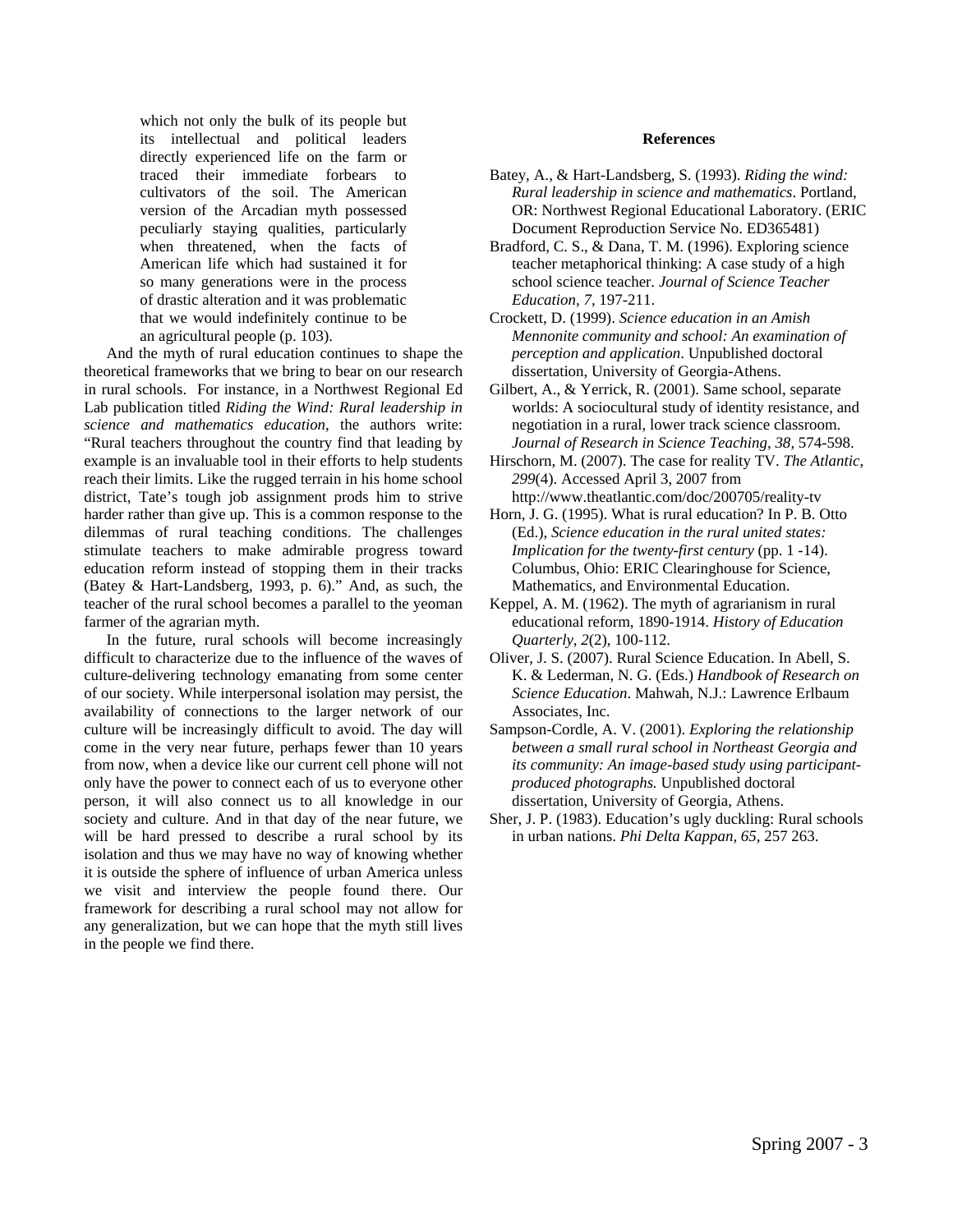> which not only the bulk of its people but its intellectual and political leaders directly experienced life on the farm or traced their immediate forbears to cultivators of the soil. The American version of the Arcadian myth possessed peculiarly staying qualities, particularly when threatened, when the facts of American life which had sustained it for so many generations were in the process of drastic alteration and it was problematic that we would indefinitely continue to be an agricultural people (p. 103).

And the myth of rural education continues to shape the theoretical frameworks that we bring to bear on our research in rural schools. For instance, in a Northwest Regional Ed Lab publication titled *Riding the Wind: Rural leadership in science and mathematics education*, the authors write: "Rural teachers throughout the country find that leading by example is an invaluable tool in their efforts to help students reach their limits. Like the rugged terrain in his home school district, Tate's tough job assignment prods him to strive harder rather than give up. This is a common response to the dilemmas of rural teaching conditions. The challenges stimulate teachers to make admirable progress toward education reform instead of stopping them in their tracks (Batey & Hart-Landsberg, 1993, p. 6)." And, as such, the teacher of the rural school becomes a parallel to the yeoman farmer of the agrarian myth.

In the future, rural schools will become increasingly difficult to characterize due to the influence of the waves of culture-delivering technology emanating from some center of our society. While interpersonal isolation may persist, the availability of connections to the larger network of our culture will be increasingly difficult to avoid. The day will come in the very near future, perhaps fewer than 10 years from now, when a device like our current cell phone will not only have the power to connect each of us to everyone other person, it will also connect us to all knowledge in our society and culture. And in that day of the near future, we will be hard pressed to describe a rural school by its isolation and thus we may have no way of knowing whether it is outside the sphere of influence of urban America unless we visit and interview the people found there. Our framework for describing a rural school may not allow for any generalization, but we can hope that the myth still lives in the people we find there.

**References**

Batey, A., & Hart-Landsberg, S. (1993). *Riding the wind: Rural leadership in science and mathematics*. Portland, OR: Northwest Regional Educational Laboratory. (ERIC Document Reproduction Service No. ED365481)

Bradford, C. S., & Dana, T. M. (1996). Exploring science teacher metaphorical thinking: A case study of a high school science teacher. *Journal of Science Teacher Education, 7*, 197-211.

Crockett, D. (1999). *Science education in an Amish Mennonite community and school: An examination of perception and application*. Unpublished doctoral dissertation, University of Georgia-Athens.

Gilbert, A., & Yerrick, R. (2001). Same school, separate worlds: A sociocultural study of identity resistance, and negotiation in a rural, lower track science classroom. *Journal of Research in Science Teaching, 38*, 574-598.

Hirschorn, M. (2007). The case for reality TV. *The Atlantic, 299*(4). Accessed April 3, 2007 from http://www.theatlantic.com/doc/200705/reality-tv

Horn, J. G. (1995). What is rural education? In P. B. Otto (Ed.), *Science education in the rural united states: Implication for the twenty-first century* (pp. 1 -14). Columbus, Ohio: ERIC Clearinghouse for Science, Mathematics, and Environmental Education.

Keppel, A. M. (1962). The myth of agrarianism in rural educational reform, 1890-1914. *History of Education Quarterly, 2*(2), 100-112.

Oliver, J. S. (2007). Rural Science Education. In Abell, S. K. & Lederman, N. G. (Eds.) *Handbook of Research on Science Education*. Mahwah, N.J.: Lawrence Erlbaum Associates, Inc.

Sampson-Cordle, A. V. (2001). *Exploring the relationship between a small rural school in Northeast Georgia and its community: An image-based study using participant-produced photographs.* Unpublished doctoral dissertation, University of Georgia, Athens.

Sher, J. P. (1983). Education's ugly duckling: Rural schools in urban nations. *Phi Delta Kappan, 65*, 257 263.